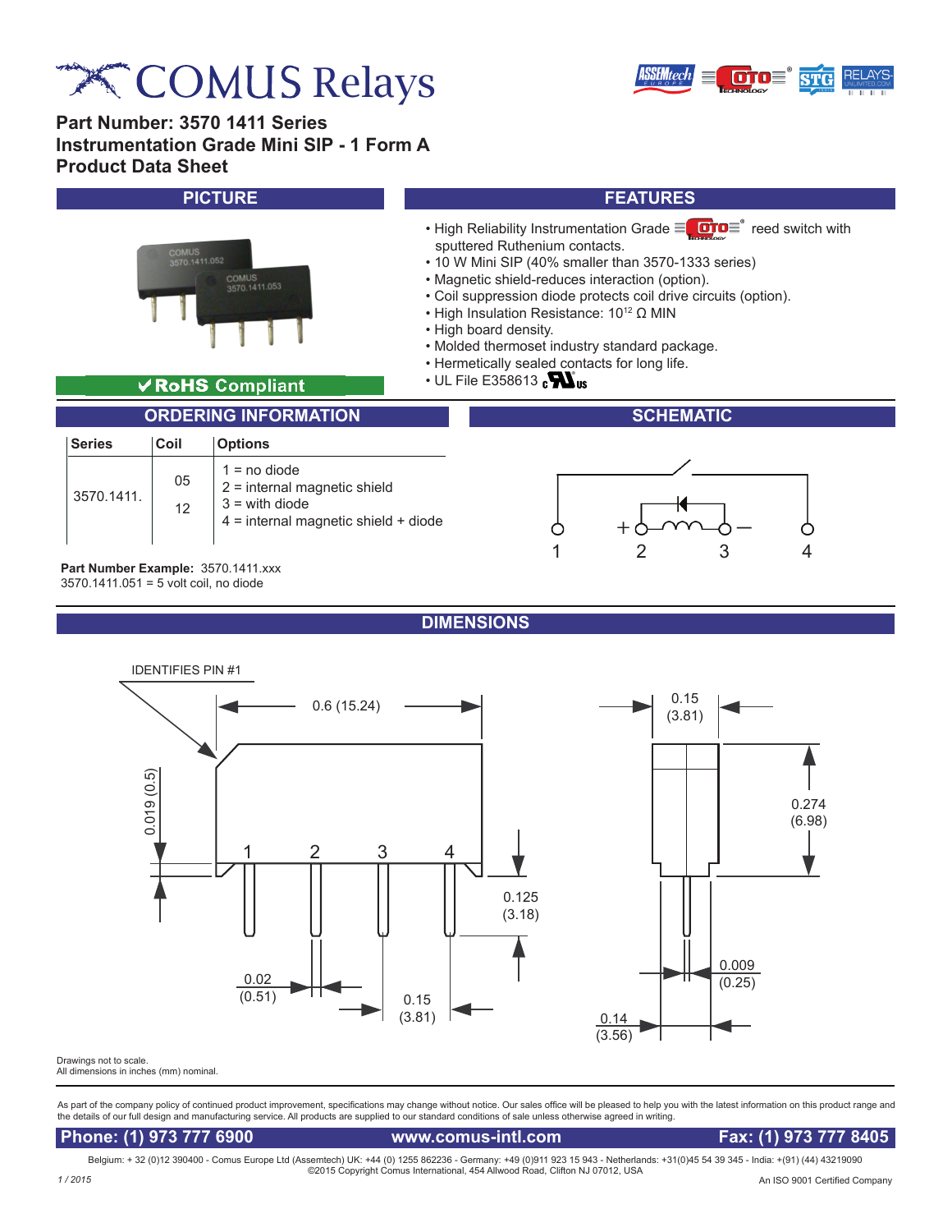# COMUS Relays

## Part Number: 3570 1411 Series
## Instrumentation Grade Mini SIP - 1 Form A
## Product Data Sheet

## PICTURE

✔RoHS Compliant

## FEATURES

- High Reliability Instrumentation Grade OTO reed switch with sputtered Ruthenium contacts.
- 10 W Mini SIP (40% smaller than 3570-1333 series)
- Magnetic shield-reduces interaction (option).
- Coil suppression diode protects coil drive circuits (option).
- High Insulation Resistance: $10^{12}$ Ω MIN
- High board density.
- Molded thermoset industry standard package.
- Hermetically sealed contacts for long life.
- UL File E358613

## ORDERING INFORMATION

| Series | Coil | Options |
|---|---|---|
| 3570.1411. | 05<br>12 | 1 = no diode<br>2 = internal magnetic shield<br>3 = with diode<br>4 = internal magnetic shield + diode |

**Part Number Example:** 3570.1411.xxx
3570.1411.051 = 5 volt coil, no diode

## SCHEMATIC

## DIMENSIONS

IDENTIFIES PIN #1

0.6 (15.24)

0.019 (0.5)

0.125 (3.18)

0.02 (0.51)

0.15 (3.81)

0.15 (3.81)

0.274 (6.98)

0.009 (0.25)

0.14 (3.56)

Drawings not to scale.
All dimensions in inches (mm) nominal.

As part of the company policy of continued product improvement, specifications may change without notice. Our sales office will be pleased to help you with the latest information on this product range and the details of our full design and manufacturing service. All products are supplied to our standard conditions of sale unless otherwise agreed in writing.

**Phone: (1) 973 777 6900** **www.comus-intl.com** **Fax: (1) 973 777 8405**

Belgium: + 32 (0)12 390400 - Comus Europe Ltd (Assemtech) UK: +44 (0) 1255 862236 - Germany: +49 (0)911 923 15 943 - Netherlands: +31(0)45 54 39 345 - India: +(91) (44) 43219090
©2015 Copyright Comus International, 454 Allwood Road, Clifton NJ 07012, USA

1 / 2015

An ISO 9001 Certified Company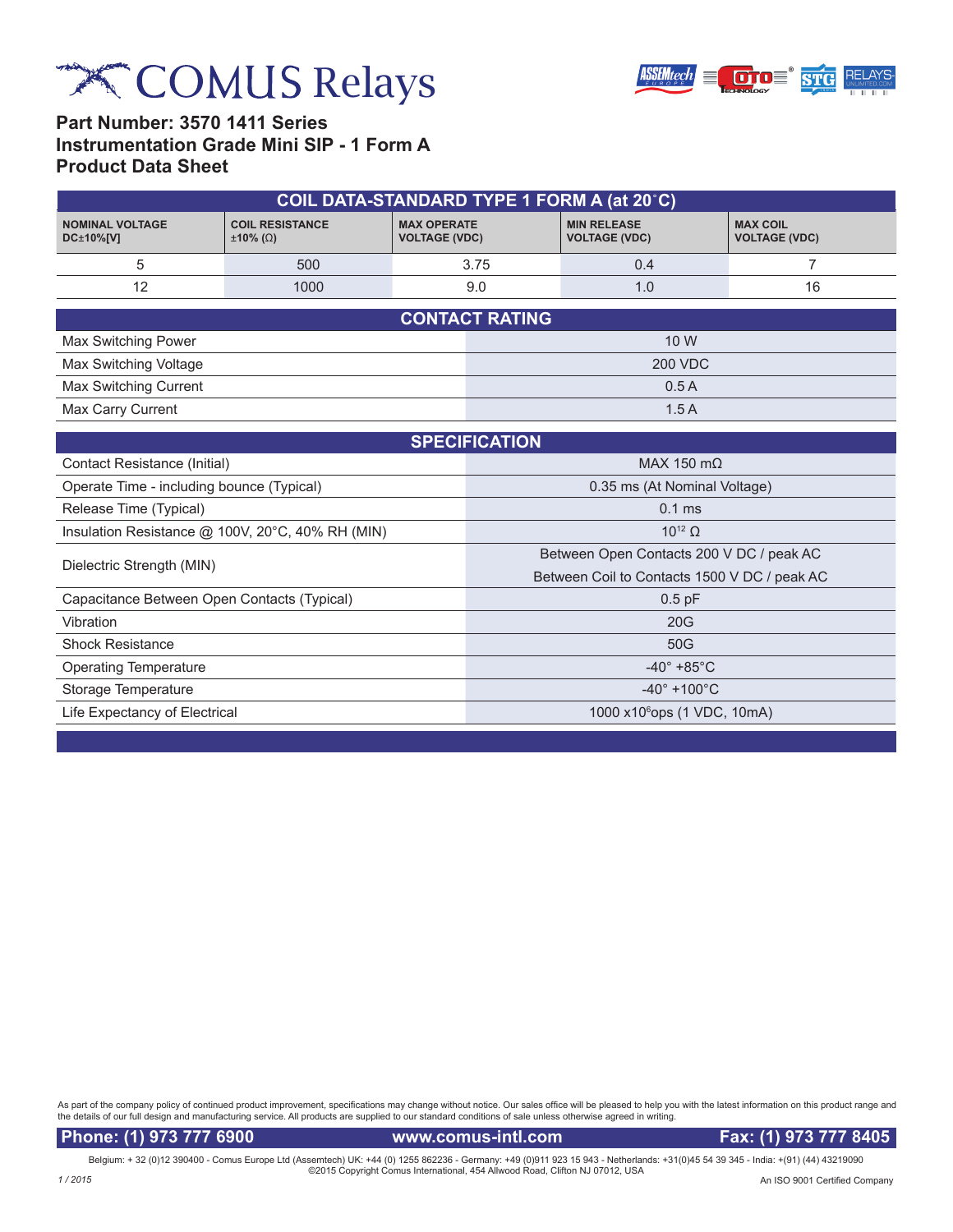# COMUS Relays

## Part Number: 3570 1411 Series
## Instrumentation Grade Mini SIP - 1 Form A
## Product Data Sheet

| COIL DATA-STANDARD TYPE 1 FORM A (at 20˚C) | | | | |
|---|---|---|---|---|
| **NOMINAL VOLTAGE DC±10%[V]** | **COIL RESISTANCE ±10% (Ω)** | **MAX OPERATE VOLTAGE (VDC)** | **MIN RELEASE VOLTAGE (VDC)** | **MAX COIL VOLTAGE (VDC)** |
| 5 | 500 | 3.75 | 0.4 | 7 |
| 12 | 1000 | 9.0 | 1.0 | 16 |

| CONTACT RATING | |
|---|---|
| Max Switching Power | 10 W |
| Max Switching Voltage | 200 VDC |
| Max Switching Current | 0.5 A |
| Max Carry Current | 1.5 A |

| SPECIFICATION | |
|---|---|
| Contact Resistance (Initial) | MAX 150 mΩ |
| Operate Time - including bounce (Typical) | 0.35 ms (At Nominal Voltage) |
| Release Time (Typical) | 0.1 ms |
| Insulation Resistance @ 100V, 20°C, 40% RH (MIN) | $10^{12}$ Ω |
| Dielectric Strength (MIN) | Between Open Contacts 200 V DC / peak AC<br>Between Coil to Contacts 1500 V DC / peak AC |
| Capacitance Between Open Contacts (Typical) | 0.5 pF |
| Vibration | 20G |
| Shock Resistance | 50G |
| Operating Temperature | -40° +85°C |
| Storage Temperature | -40° +100°C |
| Life Expectancy of Electrical | 1000 x$10^6$ops (1 VDC, 10mA) |

As part of the company policy of continued product improvement, specifications may change without notice. Our sales office will be pleased to help you with the latest information on this product range and the details of our full design and manufacturing service. All products are supplied to our standard conditions of sale unless otherwise agreed in writing.

**Phone: (1) 973 777 6900** **www.comus-intl.com** **Fax: (1) 973 777 8405**

Belgium: + 32 (0)12 390400 - Comus Europe Ltd (Assemtech) UK: +44 (0) 1255 862236 - Germany: +49 (0)911 923 15 943 - Netherlands: +31(0)45 54 39 345 - India: +(91) (44) 43219090
©2015 Copyright Comus International, 454 Allwood Road, Clifton NJ 07012, USA

*1 / 2015*

An ISO 9001 Certified Company